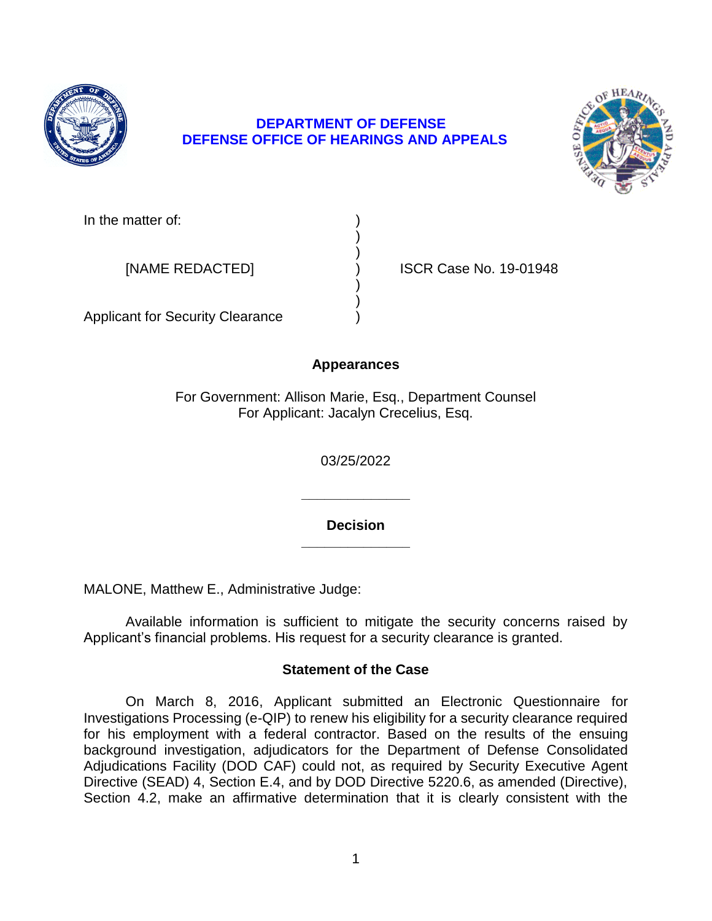**DEPARTMENT OF DEFENSE**
**DEFENSE OFFICE OF HEARINGS AND APPEALS**

In the matter of: )
)
)
[NAME REDACTED] ) ISCR Case No. 19-01948
)
)
Applicant for Security Clearance )

## Appearances

For Government: Allison Marie, Esq., Department Counsel
For Applicant: Jacalyn Crecelius, Esq.

03/25/2022

______________

## Decision

______________

MALONE, Matthew E., Administrative Judge:

Available information is sufficient to mitigate the security concerns raised by Applicant's financial problems. His request for a security clearance is granted.

## Statement of the Case

On March 8, 2016, Applicant submitted an Electronic Questionnaire for Investigations Processing (e-QIP) to renew his eligibility for a security clearance required for his employment with a federal contractor. Based on the results of the ensuing background investigation, adjudicators for the Department of Defense Consolidated Adjudications Facility (DOD CAF) could not, as required by Security Executive Agent Directive (SEAD) 4, Section E.4, and by DOD Directive 5220.6, as amended (Directive), Section 4.2, make an affirmative determination that it is clearly consistent with the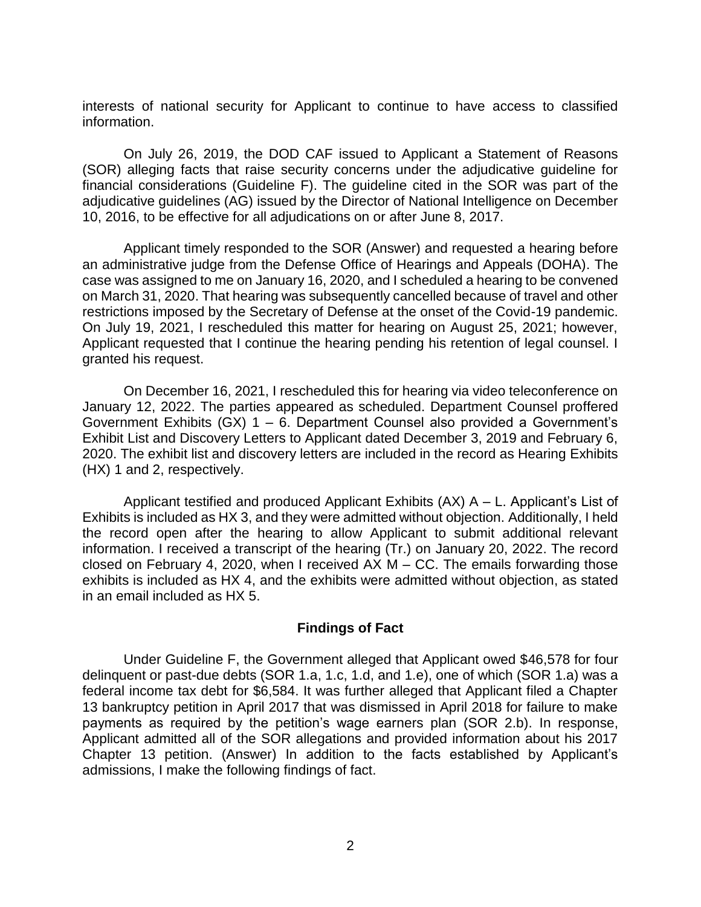interests of national security for Applicant to continue to have access to classified information.

On July 26, 2019, the DOD CAF issued to Applicant a Statement of Reasons (SOR) alleging facts that raise security concerns under the adjudicative guideline for financial considerations (Guideline F). The guideline cited in the SOR was part of the adjudicative guidelines (AG) issued by the Director of National Intelligence on December 10, 2016, to be effective for all adjudications on or after June 8, 2017.

Applicant timely responded to the SOR (Answer) and requested a hearing before an administrative judge from the Defense Office of Hearings and Appeals (DOHA). The case was assigned to me on January 16, 2020, and I scheduled a hearing to be convened on March 31, 2020. That hearing was subsequently cancelled because of travel and other restrictions imposed by the Secretary of Defense at the onset of the Covid-19 pandemic. On July 19, 2021, I rescheduled this matter for hearing on August 25, 2021; however, Applicant requested that I continue the hearing pending his retention of legal counsel. I granted his request.

On December 16, 2021, I rescheduled this for hearing via video teleconference on January 12, 2022. The parties appeared as scheduled. Department Counsel proffered Government Exhibits (GX) 1 – 6. Department Counsel also provided a Government's Exhibit List and Discovery Letters to Applicant dated December 3, 2019 and February 6, 2020. The exhibit list and discovery letters are included in the record as Hearing Exhibits (HX) 1 and 2, respectively.

Applicant testified and produced Applicant Exhibits (AX) A – L. Applicant's List of Exhibits is included as HX 3, and they were admitted without objection. Additionally, I held the record open after the hearing to allow Applicant to submit additional relevant information. I received a transcript of the hearing (Tr.) on January 20, 2022. The record closed on February 4, 2020, when I received AX M – CC. The emails forwarding those exhibits is included as HX 4, and the exhibits were admitted without objection, as stated in an email included as HX 5.

## Findings of Fact

Under Guideline F, the Government alleged that Applicant owed $46,578 for four delinquent or past-due debts (SOR 1.a, 1.c, 1.d, and 1.e), one of which (SOR 1.a) was a federal income tax debt for $6,584. It was further alleged that Applicant filed a Chapter 13 bankruptcy petition in April 2017 that was dismissed in April 2018 for failure to make payments as required by the petition's wage earners plan (SOR 2.b). In response, Applicant admitted all of the SOR allegations and provided information about his 2017 Chapter 13 petition. (Answer) In addition to the facts established by Applicant's admissions, I make the following findings of fact.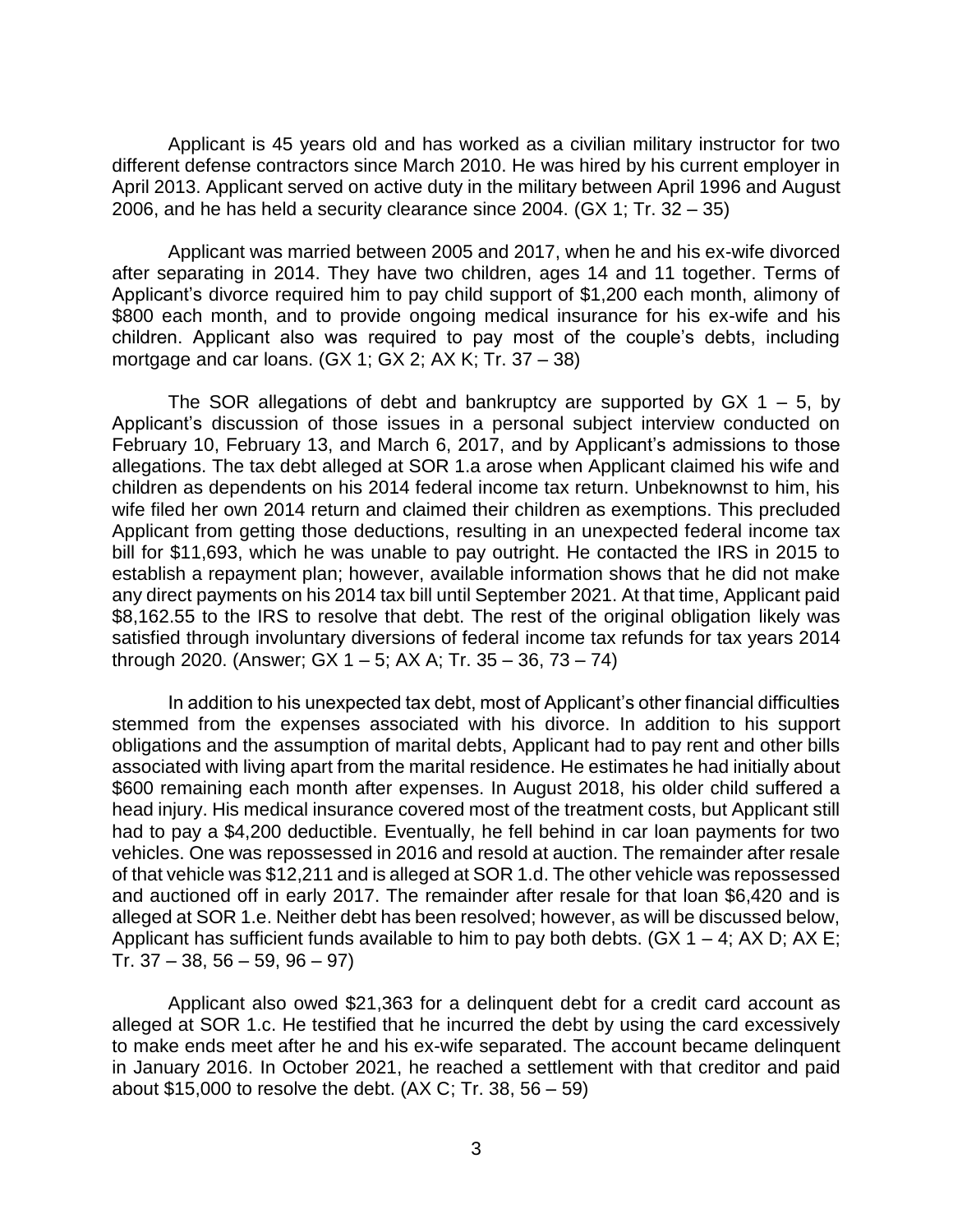Applicant is 45 years old and has worked as a civilian military instructor for two different defense contractors since March 2010. He was hired by his current employer in April 2013. Applicant served on active duty in the military between April 1996 and August 2006, and he has held a security clearance since 2004. (GX 1; Tr. 32 – 35)

Applicant was married between 2005 and 2017, when he and his ex-wife divorced after separating in 2014. They have two children, ages 14 and 11 together. Terms of Applicant's divorce required him to pay child support of $1,200 each month, alimony of $800 each month, and to provide ongoing medical insurance for his ex-wife and his children. Applicant also was required to pay most of the couple's debts, including mortgage and car loans. (GX 1; GX 2; AX K; Tr. 37 – 38)

The SOR allegations of debt and bankruptcy are supported by GX 1 – 5, by Applicant's discussion of those issues in a personal subject interview conducted on February 10, February 13, and March 6, 2017, and by Applicant's admissions to those allegations. The tax debt alleged at SOR 1.a arose when Applicant claimed his wife and children as dependents on his 2014 federal income tax return. Unbeknownst to him, his wife filed her own 2014 return and claimed their children as exemptions. This precluded Applicant from getting those deductions, resulting in an unexpected federal income tax bill for $11,693, which he was unable to pay outright. He contacted the IRS in 2015 to establish a repayment plan; however, available information shows that he did not make any direct payments on his 2014 tax bill until September 2021. At that time, Applicant paid $8,162.55 to the IRS to resolve that debt. The rest of the original obligation likely was satisfied through involuntary diversions of federal income tax refunds for tax years 2014 through 2020. (Answer; GX 1 – 5; AX A; Tr. 35 – 36, 73 – 74)

In addition to his unexpected tax debt, most of Applicant's other financial difficulties stemmed from the expenses associated with his divorce. In addition to his support obligations and the assumption of marital debts, Applicant had to pay rent and other bills associated with living apart from the marital residence. He estimates he had initially about $600 remaining each month after expenses. In August 2018, his older child suffered a head injury. His medical insurance covered most of the treatment costs, but Applicant still had to pay a $4,200 deductible. Eventually, he fell behind in car loan payments for two vehicles. One was repossessed in 2016 and resold at auction. The remainder after resale of that vehicle was $12,211 and is alleged at SOR 1.d. The other vehicle was repossessed and auctioned off in early 2017. The remainder after resale for that loan $6,420 and is alleged at SOR 1.e. Neither debt has been resolved; however, as will be discussed below, Applicant has sufficient funds available to him to pay both debts. (GX 1 – 4; AX D; AX E; Tr. 37 – 38, 56 – 59, 96 – 97)

Applicant also owed $21,363 for a delinquent debt for a credit card account as alleged at SOR 1.c. He testified that he incurred the debt by using the card excessively to make ends meet after he and his ex-wife separated. The account became delinquent in January 2016. In October 2021, he reached a settlement with that creditor and paid about $15,000 to resolve the debt. (AX C; Tr. 38, 56 – 59)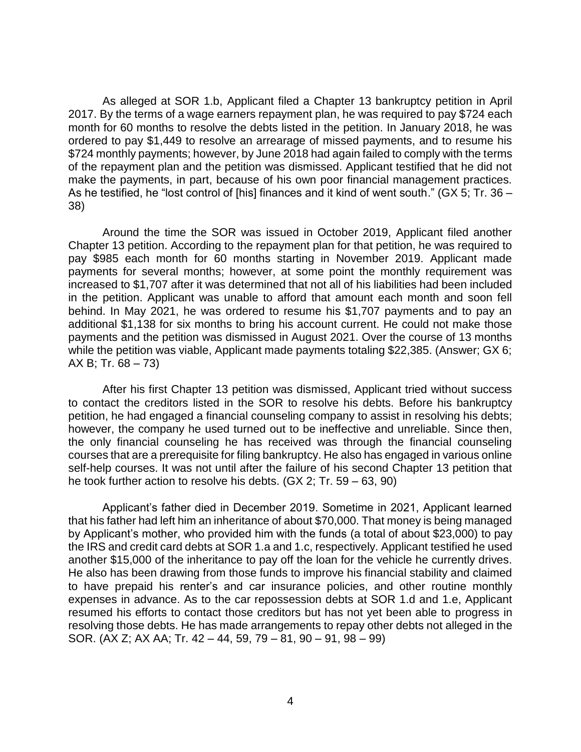As alleged at SOR 1.b, Applicant filed a Chapter 13 bankruptcy petition in April 2017. By the terms of a wage earners repayment plan, he was required to pay $724 each month for 60 months to resolve the debts listed in the petition. In January 2018, he was ordered to pay $1,449 to resolve an arrearage of missed payments, and to resume his $724 monthly payments; however, by June 2018 had again failed to comply with the terms of the repayment plan and the petition was dismissed. Applicant testified that he did not make the payments, in part, because of his own poor financial management practices. As he testified, he "lost control of [his] finances and it kind of went south." (GX 5; Tr. 36 – 38)

Around the time the SOR was issued in October 2019, Applicant filed another Chapter 13 petition. According to the repayment plan for that petition, he was required to pay $985 each month for 60 months starting in November 2019. Applicant made payments for several months; however, at some point the monthly requirement was increased to $1,707 after it was determined that not all of his liabilities had been included in the petition. Applicant was unable to afford that amount each month and soon fell behind. In May 2021, he was ordered to resume his $1,707 payments and to pay an additional $1,138 for six months to bring his account current. He could not make those payments and the petition was dismissed in August 2021. Over the course of 13 months while the petition was viable, Applicant made payments totaling $22,385. (Answer; GX 6; AX B; Tr. 68 – 73)

After his first Chapter 13 petition was dismissed, Applicant tried without success to contact the creditors listed in the SOR to resolve his debts. Before his bankruptcy petition, he had engaged a financial counseling company to assist in resolving his debts; however, the company he used turned out to be ineffective and unreliable. Since then, the only financial counseling he has received was through the financial counseling courses that are a prerequisite for filing bankruptcy. He also has engaged in various online self-help courses. It was not until after the failure of his second Chapter 13 petition that he took further action to resolve his debts. (GX 2; Tr. 59 – 63, 90)

Applicant's father died in December 2019. Sometime in 2021, Applicant learned that his father had left him an inheritance of about $70,000. That money is being managed by Applicant's mother, who provided him with the funds (a total of about $23,000) to pay the IRS and credit card debts at SOR 1.a and 1.c, respectively. Applicant testified he used another $15,000 of the inheritance to pay off the loan for the vehicle he currently drives. He also has been drawing from those funds to improve his financial stability and claimed to have prepaid his renter's and car insurance policies, and other routine monthly expenses in advance. As to the car repossession debts at SOR 1.d and 1.e, Applicant resumed his efforts to contact those creditors but has not yet been able to progress in resolving those debts. He has made arrangements to repay other debts not alleged in the SOR. (AX Z; AX AA; Tr. 42 – 44, 59, 79 – 81, 90 – 91, 98 – 99)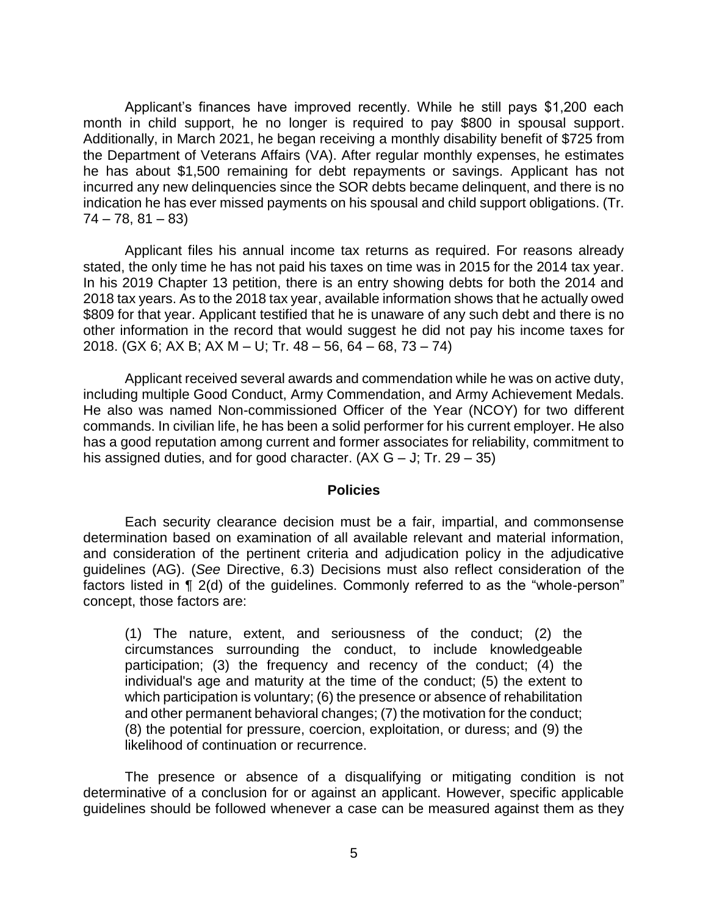Applicant's finances have improved recently. While he still pays $1,200 each month in child support, he no longer is required to pay $800 in spousal support. Additionally, in March 2021, he began receiving a monthly disability benefit of $725 from the Department of Veterans Affairs (VA). After regular monthly expenses, he estimates he has about $1,500 remaining for debt repayments or savings. Applicant has not incurred any new delinquencies since the SOR debts became delinquent, and there is no indication he has ever missed payments on his spousal and child support obligations. (Tr. 74 – 78, 81 – 83)

Applicant files his annual income tax returns as required. For reasons already stated, the only time he has not paid his taxes on time was in 2015 for the 2014 tax year. In his 2019 Chapter 13 petition, there is an entry showing debts for both the 2014 and 2018 tax years. As to the 2018 tax year, available information shows that he actually owed $809 for that year. Applicant testified that he is unaware of any such debt and there is no other information in the record that would suggest he did not pay his income taxes for 2018. (GX 6; AX B; AX M – U; Tr. 48 – 56, 64 – 68, 73 – 74)

Applicant received several awards and commendation while he was on active duty, including multiple Good Conduct, Army Commendation, and Army Achievement Medals. He also was named Non-commissioned Officer of the Year (NCOY) for two different commands. In civilian life, he has been a solid performer for his current employer. He also has a good reputation among current and former associates for reliability, commitment to his assigned duties, and for good character. (AX G – J; Tr. 29 – 35)

## Policies

Each security clearance decision must be a fair, impartial, and commonsense determination based on examination of all available relevant and material information, and consideration of the pertinent criteria and adjudication policy in the adjudicative guidelines (AG). (*See* Directive, 6.3) Decisions must also reflect consideration of the factors listed in ¶ 2(d) of the guidelines. Commonly referred to as the "whole-person" concept, those factors are:

> (1) The nature, extent, and seriousness of the conduct; (2) the circumstances surrounding the conduct, to include knowledgeable participation; (3) the frequency and recency of the conduct; (4) the individual's age and maturity at the time of the conduct; (5) the extent to which participation is voluntary; (6) the presence or absence of rehabilitation and other permanent behavioral changes; (7) the motivation for the conduct; (8) the potential for pressure, coercion, exploitation, or duress; and (9) the likelihood of continuation or recurrence.

The presence or absence of a disqualifying or mitigating condition is not determinative of a conclusion for or against an applicant. However, specific applicable guidelines should be followed whenever a case can be measured against them as they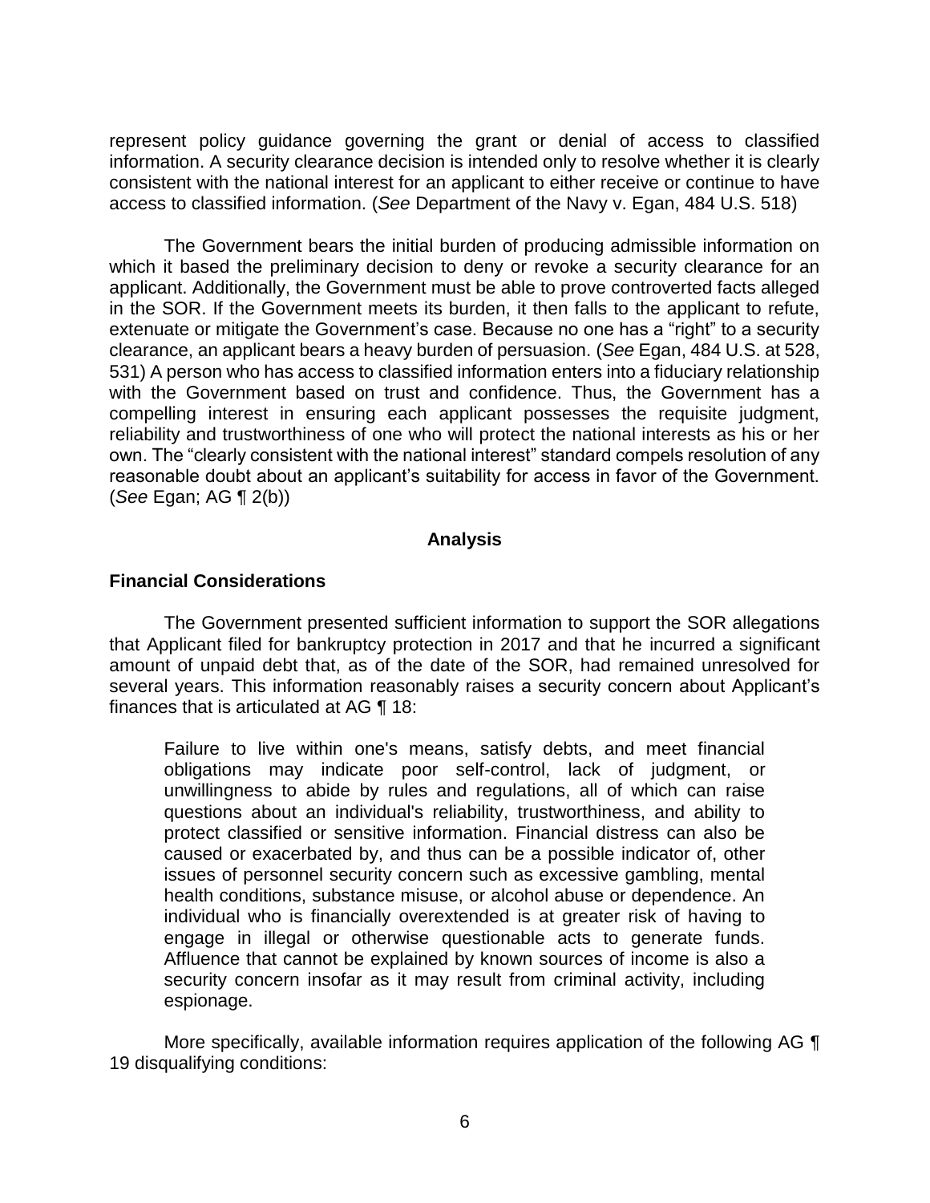represent policy guidance governing the grant or denial of access to classified information. A security clearance decision is intended only to resolve whether it is clearly consistent with the national interest for an applicant to either receive or continue to have access to classified information. (*See* Department of the Navy v. Egan, 484 U.S. 518)

The Government bears the initial burden of producing admissible information on which it based the preliminary decision to deny or revoke a security clearance for an applicant. Additionally, the Government must be able to prove controverted facts alleged in the SOR. If the Government meets its burden, it then falls to the applicant to refute, extenuate or mitigate the Government's case. Because no one has a "right" to a security clearance, an applicant bears a heavy burden of persuasion. (*See* Egan, 484 U.S. at 528, 531) A person who has access to classified information enters into a fiduciary relationship with the Government based on trust and confidence. Thus, the Government has a compelling interest in ensuring each applicant possesses the requisite judgment, reliability and trustworthiness of one who will protect the national interests as his or her own. The "clearly consistent with the national interest" standard compels resolution of any reasonable doubt about an applicant's suitability for access in favor of the Government. (*See* Egan; AG ¶ 2(b))

## Analysis

### Financial Considerations

The Government presented sufficient information to support the SOR allegations that Applicant filed for bankruptcy protection in 2017 and that he incurred a significant amount of unpaid debt that, as of the date of the SOR, had remained unresolved for several years. This information reasonably raises a security concern about Applicant's finances that is articulated at AG ¶ 18:

> Failure to live within one's means, satisfy debts, and meet financial obligations may indicate poor self-control, lack of judgment, or unwillingness to abide by rules and regulations, all of which can raise questions about an individual's reliability, trustworthiness, and ability to protect classified or sensitive information. Financial distress can also be caused or exacerbated by, and thus can be a possible indicator of, other issues of personnel security concern such as excessive gambling, mental health conditions, substance misuse, or alcohol abuse or dependence. An individual who is financially overextended is at greater risk of having to engage in illegal or otherwise questionable acts to generate funds. Affluence that cannot be explained by known sources of income is also a security concern insofar as it may result from criminal activity, including espionage.

More specifically, available information requires application of the following AG ¶ 19 disqualifying conditions: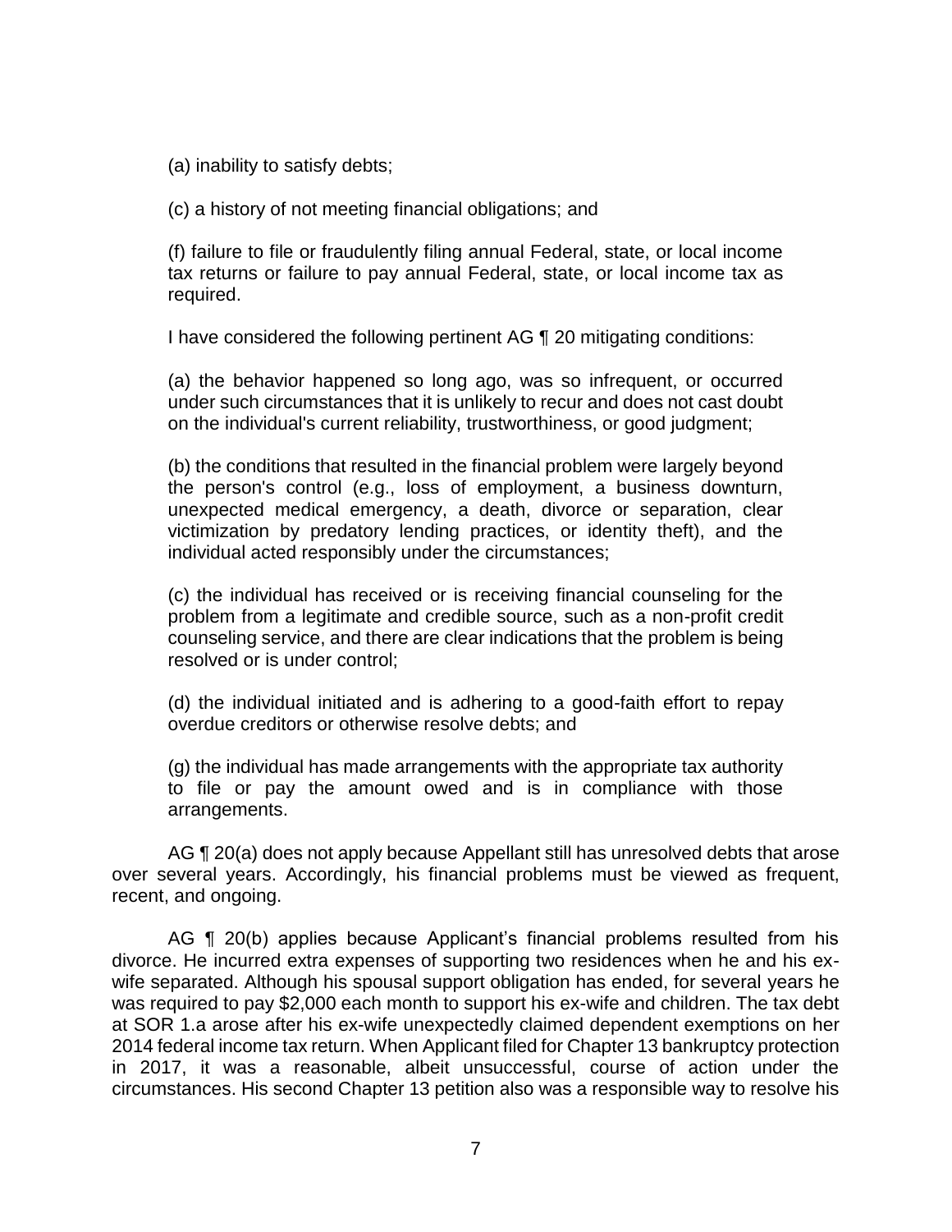(a) inability to satisfy debts;

(c) a history of not meeting financial obligations; and

(f) failure to file or fraudulently filing annual Federal, state, or local income tax returns or failure to pay annual Federal, state, or local income tax as required.

I have considered the following pertinent AG ¶ 20 mitigating conditions:

(a) the behavior happened so long ago, was so infrequent, or occurred under such circumstances that it is unlikely to recur and does not cast doubt on the individual's current reliability, trustworthiness, or good judgment;

(b) the conditions that resulted in the financial problem were largely beyond the person's control (e.g., loss of employment, a business downturn, unexpected medical emergency, a death, divorce or separation, clear victimization by predatory lending practices, or identity theft), and the individual acted responsibly under the circumstances;

(c) the individual has received or is receiving financial counseling for the problem from a legitimate and credible source, such as a non-profit credit counseling service, and there are clear indications that the problem is being resolved or is under control;

(d) the individual initiated and is adhering to a good-faith effort to repay overdue creditors or otherwise resolve debts; and

(g) the individual has made arrangements with the appropriate tax authority to file or pay the amount owed and is in compliance with those arrangements.

AG ¶ 20(a) does not apply because Appellant still has unresolved debts that arose over several years. Accordingly, his financial problems must be viewed as frequent, recent, and ongoing.

AG ¶ 20(b) applies because Applicant's financial problems resulted from his divorce. He incurred extra expenses of supporting two residences when he and his ex-wife separated. Although his spousal support obligation has ended, for several years he was required to pay $2,000 each month to support his ex-wife and children. The tax debt at SOR 1.a arose after his ex-wife unexpectedly claimed dependent exemptions on her 2014 federal income tax return. When Applicant filed for Chapter 13 bankruptcy protection in 2017, it was a reasonable, albeit unsuccessful, course of action under the circumstances. His second Chapter 13 petition also was a responsible way to resolve his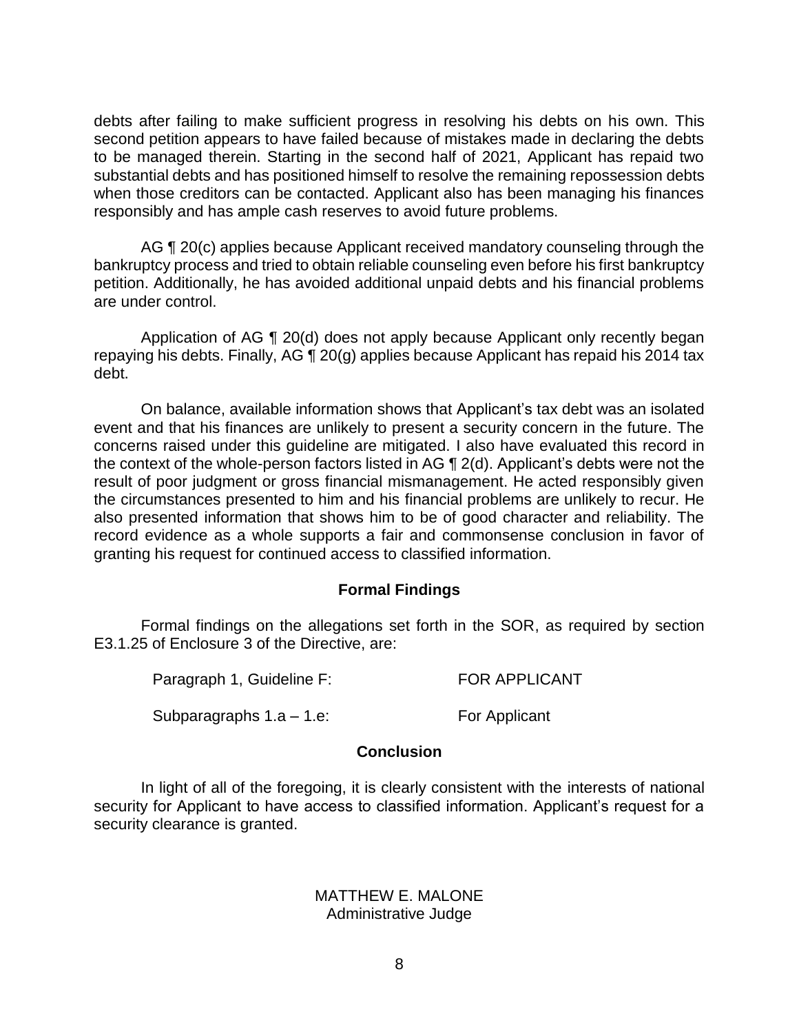debts after failing to make sufficient progress in resolving his debts on his own. This second petition appears to have failed because of mistakes made in declaring the debts to be managed therein. Starting in the second half of 2021, Applicant has repaid two substantial debts and has positioned himself to resolve the remaining repossession debts when those creditors can be contacted. Applicant also has been managing his finances responsibly and has ample cash reserves to avoid future problems.

AG ¶ 20(c) applies because Applicant received mandatory counseling through the bankruptcy process and tried to obtain reliable counseling even before his first bankruptcy petition. Additionally, he has avoided additional unpaid debts and his financial problems are under control.

Application of AG ¶ 20(d) does not apply because Applicant only recently began repaying his debts. Finally, AG ¶ 20(g) applies because Applicant has repaid his 2014 tax debt.

On balance, available information shows that Applicant's tax debt was an isolated event and that his finances are unlikely to present a security concern in the future. The concerns raised under this guideline are mitigated. I also have evaluated this record in the context of the whole-person factors listed in AG ¶ 2(d). Applicant's debts were not the result of poor judgment or gross financial mismanagement. He acted responsibly given the circumstances presented to him and his financial problems are unlikely to recur. He also presented information that shows him to be of good character and reliability. The record evidence as a whole supports a fair and commonsense conclusion in favor of granting his request for continued access to classified information.

## Formal Findings

Formal findings on the allegations set forth in the SOR, as required by section E3.1.25 of Enclosure 3 of the Directive, are:

Paragraph 1, Guideline F: FOR APPLICANT

Subparagraphs 1.a – 1.e: For Applicant

## Conclusion

In light of all of the foregoing, it is clearly consistent with the interests of national security for Applicant to have access to classified information. Applicant's request for a security clearance is granted.

MATTHEW E. MALONE
Administrative Judge